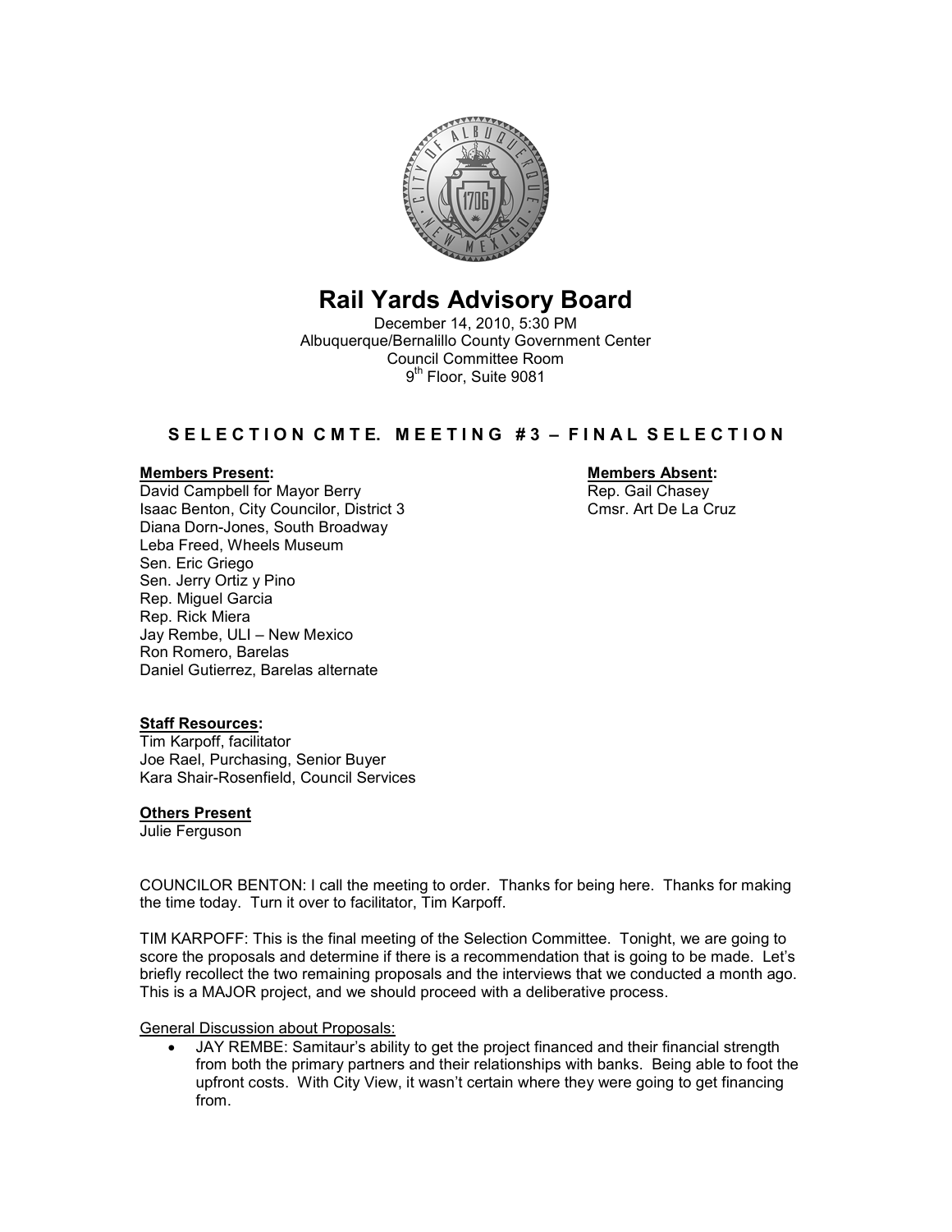# Rail Yards Advisory Board

December 14, 2010, 5:30 PM
Albuquerque/Bernalillo County Government Center
Council Committee Room
9th Floor, Suite 9081

## S E L E C T I O N C M T E. M E E T I N G # 3 – F I N A L S E L E C T I O N

**Members Present:**
David Campbell for Mayor Berry
Isaac Benton, City Councilor, District 3
Diana Dorn-Jones, South Broadway
Leba Freed, Wheels Museum
Sen. Eric Griego
Sen. Jerry Ortiz y Pino
Rep. Miguel Garcia
Rep. Rick Miera
Jay Rembe, ULI – New Mexico
Ron Romero, Barelas
Daniel Gutierrez, Barelas alternate

**Members Absent:**
Rep. Gail Chasey
Cmsr. Art De La Cruz

**Staff Resources:**
Tim Karpoff, facilitator
Joe Rael, Purchasing, Senior Buyer
Kara Shair-Rosenfield, Council Services

**Others Present**
Julie Ferguson

COUNCILOR BENTON: I call the meeting to order. Thanks for being here. Thanks for making the time today. Turn it over to facilitator, Tim Karpoff.

TIM KARPOFF: This is the final meeting of the Selection Committee. Tonight, we are going to score the proposals and determine if there is a recommendation that is going to be made. Let's briefly recollect the two remaining proposals and the interviews that we conducted a month ago. This is a MAJOR project, and we should proceed with a deliberative process.

General Discussion about Proposals:

- JAY REMBE: Samitaur's ability to get the project financed and their financial strength from both the primary partners and their relationships with banks. Being able to foot the upfront costs. With City View, it wasn't certain where they were going to get financing from.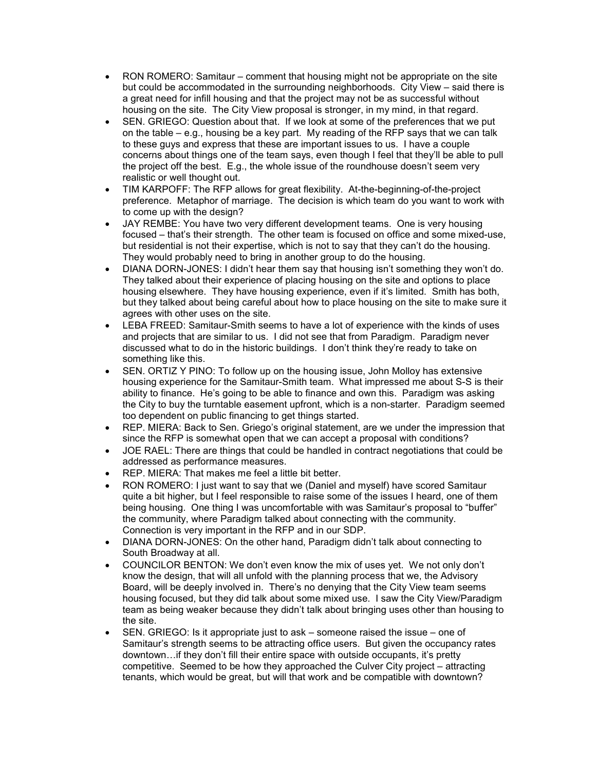- RON ROMERO: Samitaur – comment that housing might not be appropriate on the site but could be accommodated in the surrounding neighborhoods. City View – said there is a great need for infill housing and that the project may not be as successful without housing on the site. The City View proposal is stronger, in my mind, in that regard.
- SEN. GRIEGO: Question about that. If we look at some of the preferences that we put on the table – e.g., housing be a key part. My reading of the RFP says that we can talk to these guys and express that these are important issues to us. I have a couple concerns about things one of the team says, even though I feel that they'll be able to pull the project off the best. E.g., the whole issue of the roundhouse doesn't seem very realistic or well thought out.
- TIM KARPOFF: The RFP allows for great flexibility. At-the-beginning-of-the-project preference. Metaphor of marriage. The decision is which team do you want to work with to come up with the design?
- JAY REMBE: You have two very different development teams. One is very housing focused – that's their strength. The other team is focused on office and some mixed-use, but residential is not their expertise, which is not to say that they can't do the housing. They would probably need to bring in another group to do the housing.
- DIANA DORN-JONES: I didn't hear them say that housing isn't something they won't do. They talked about their experience of placing housing on the site and options to place housing elsewhere. They have housing experience, even if it's limited. Smith has both, but they talked about being careful about how to place housing on the site to make sure it agrees with other uses on the site.
- LEBA FREED: Samitaur-Smith seems to have a lot of experience with the kinds of uses and projects that are similar to us. I did not see that from Paradigm. Paradigm never discussed what to do in the historic buildings. I don't think they're ready to take on something like this.
- SEN. ORTIZ Y PINO: To follow up on the housing issue, John Molloy has extensive housing experience for the Samitaur-Smith team. What impressed me about S-S is their ability to finance. He's going to be able to finance and own this. Paradigm was asking the City to buy the turntable easement upfront, which is a non-starter. Paradigm seemed too dependent on public financing to get things started.
- REP. MIERA: Back to Sen. Griego's original statement, are we under the impression that since the RFP is somewhat open that we can accept a proposal with conditions?
- JOE RAEL: There are things that could be handled in contract negotiations that could be addressed as performance measures.
- REP. MIERA: That makes me feel a little bit better.
- RON ROMERO: I just want to say that we (Daniel and myself) have scored Samitaur quite a bit higher, but I feel responsible to raise some of the issues I heard, one of them being housing. One thing I was uncomfortable with was Samitaur's proposal to "buffer" the community, where Paradigm talked about connecting with the community. Connection is very important in the RFP and in our SDP.
- DIANA DORN-JONES: On the other hand, Paradigm didn't talk about connecting to South Broadway at all.
- COUNCILOR BENTON: We don't even know the mix of uses yet. We not only don't know the design, that will all unfold with the planning process that we, the Advisory Board, will be deeply involved in. There's no denying that the City View team seems housing focused, but they did talk about some mixed use. I saw the City View/Paradigm team as being weaker because they didn't talk about bringing uses other than housing to the site.
- SEN. GRIEGO: Is it appropriate just to ask – someone raised the issue – one of Samitaur's strength seems to be attracting office users. But given the occupancy rates downtown…if they don't fill their entire space with outside occupants, it's pretty competitive. Seemed to be how they approached the Culver City project – attracting tenants, which would be great, but will that work and be compatible with downtown?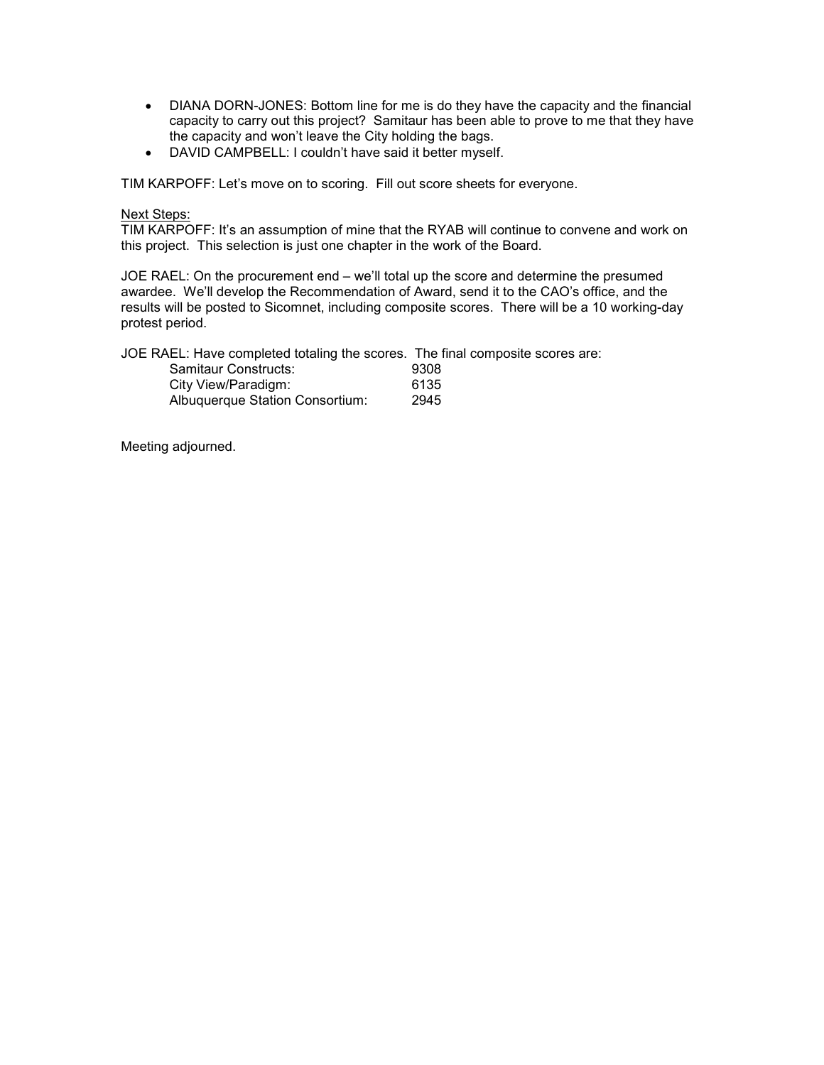- DIANA DORN-JONES: Bottom line for me is do they have the capacity and the financial capacity to carry out this project? Samitaur has been able to prove to me that they have the capacity and won't leave the City holding the bags.
- DAVID CAMPBELL: I couldn't have said it better myself.

TIM KARPOFF: Let's move on to scoring. Fill out score sheets for everyone.

Next Steps:

TIM KARPOFF: It's an assumption of mine that the RYAB will continue to convene and work on this project. This selection is just one chapter in the work of the Board.

JOE RAEL: On the procurement end – we'll total up the score and determine the presumed awardee. We'll develop the Recommendation of Award, send it to the CAO's office, and the results will be posted to Sicomnet, including composite scores. There will be a 10 working-day protest period.

JOE RAEL: Have completed totaling the scores. The final composite scores are:

| | |
|---|---|
| Samitaur Constructs: | 9308 |
| City View/Paradigm: | 6135 |
| Albuquerque Station Consortium: | 2945 |

Meeting adjourned.